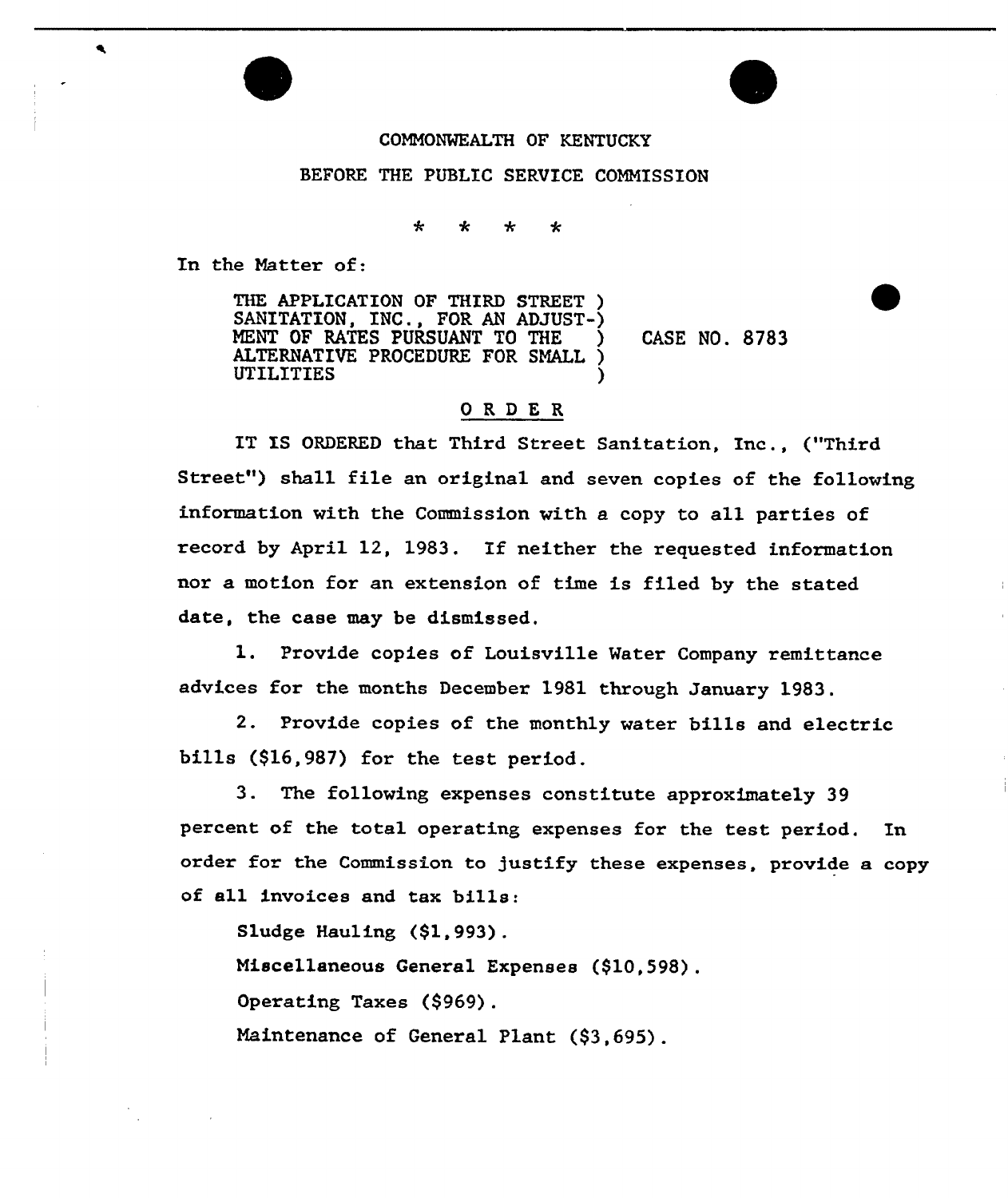COMMONWEALTH OF KENTUCKY

BEFORE THE PUBLIC SERVICE COMMISSION

\* \* \* \*

In the Matter of:

THE APPLICATION OF THIRD STREET SANITATION, INC., FOR AN ADJUSTMENT OF RATES PURSUANT TO THE ALTERNATIVE PROCEDURE FOR SMALL UTILITIES ) CASE NO. 8783

## O R D E R

IT IS ORDERED that Third Street Sanitation, Inc., ("Third Street") shall file an original and seven copies of the following information with the Commission with a copy to all parties of record by April 12, 1983. If neither the requested information nor a motion for an extension of time is filed by the stated date, the case may be dismissed.

1. Provide copies of Louisville Water Company remittance advices for the months December 1981 through January 1983.

2. Provide copies of the monthly water bills and electric bills ($16,987) for the test period.

3. The following expenses constitute approximately 39 percent of the total operating expenses for the test period. In order for the Commission to justify these expenses, provide a copy of all invoices and tax bills:

Sludge Hauling ($1,993).

Miscellaneous General Expenses ($10,598).

Operating Taxes ($969).

Maintenance of General Plant ($3,695).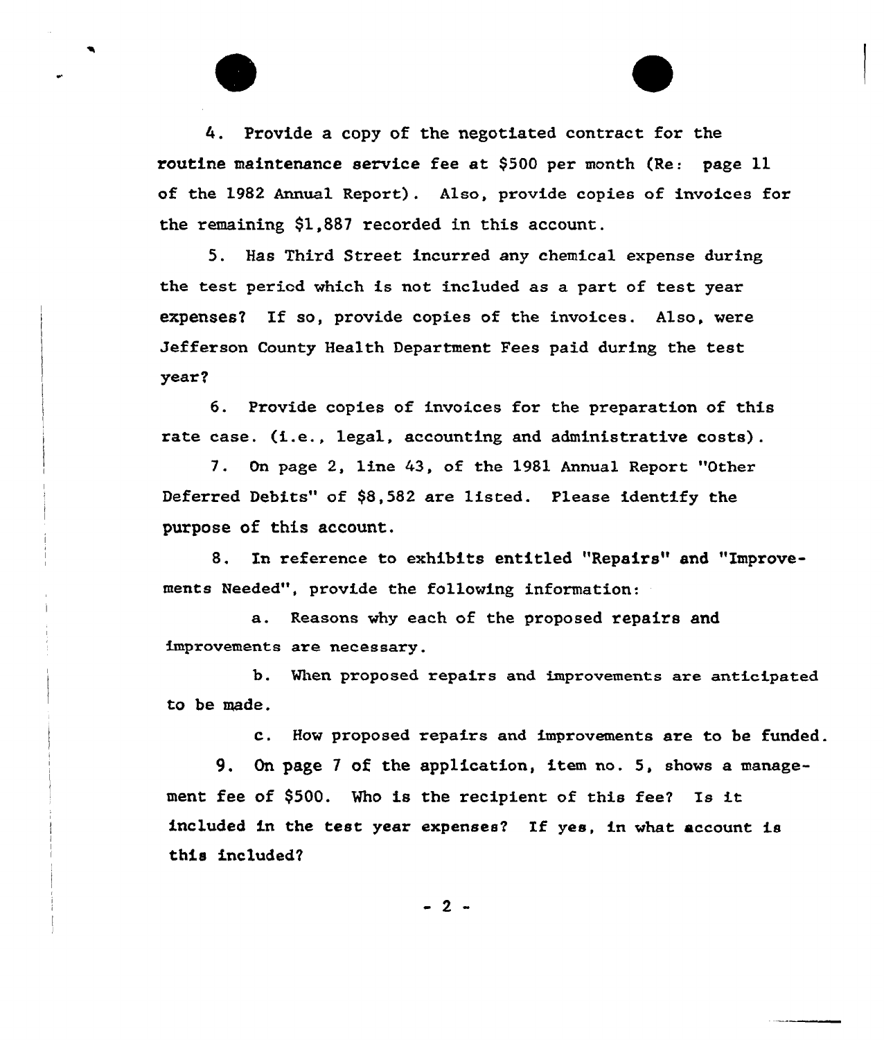4. Provide a copy of the negotiated contract for the routine maintenance service fee at $500 per month (Re: page 11 of the 1982 Annual Report). Also, provide copies of invoices for the remaining $1,887 recorded in this account.

5. Has Third Street incurred any chemical expense during the test period which is not included as a part of test year expenses? If so, provide copies of the invoices. Also, were Jefferson County Health Department Fees paid during the test year?

6. Provide copies of invoices for the preparation of this rate case. (i.e., legal, accounting and administrative costs).

7. On page 2, line 43, of the 1981 Annual Report "Other Deferred Debits" of $8,582 are listed. Please identify the purpose of this account.

8. In reference to exhibits entitled "Repairs" and "Improvements Needed", provide the following information:

a. Reasons why each of the proposed repairs and improvements are necessary.

b. When proposed repairs and improvements are anticipated to be made.

c. How proposed repairs and improvements are to be funded.

9. On page 7 of the application, item no. 5, shows a management fee of $500. Who is the recipient of this fee? Is it included in the test year expenses? If yes, in what account is this included?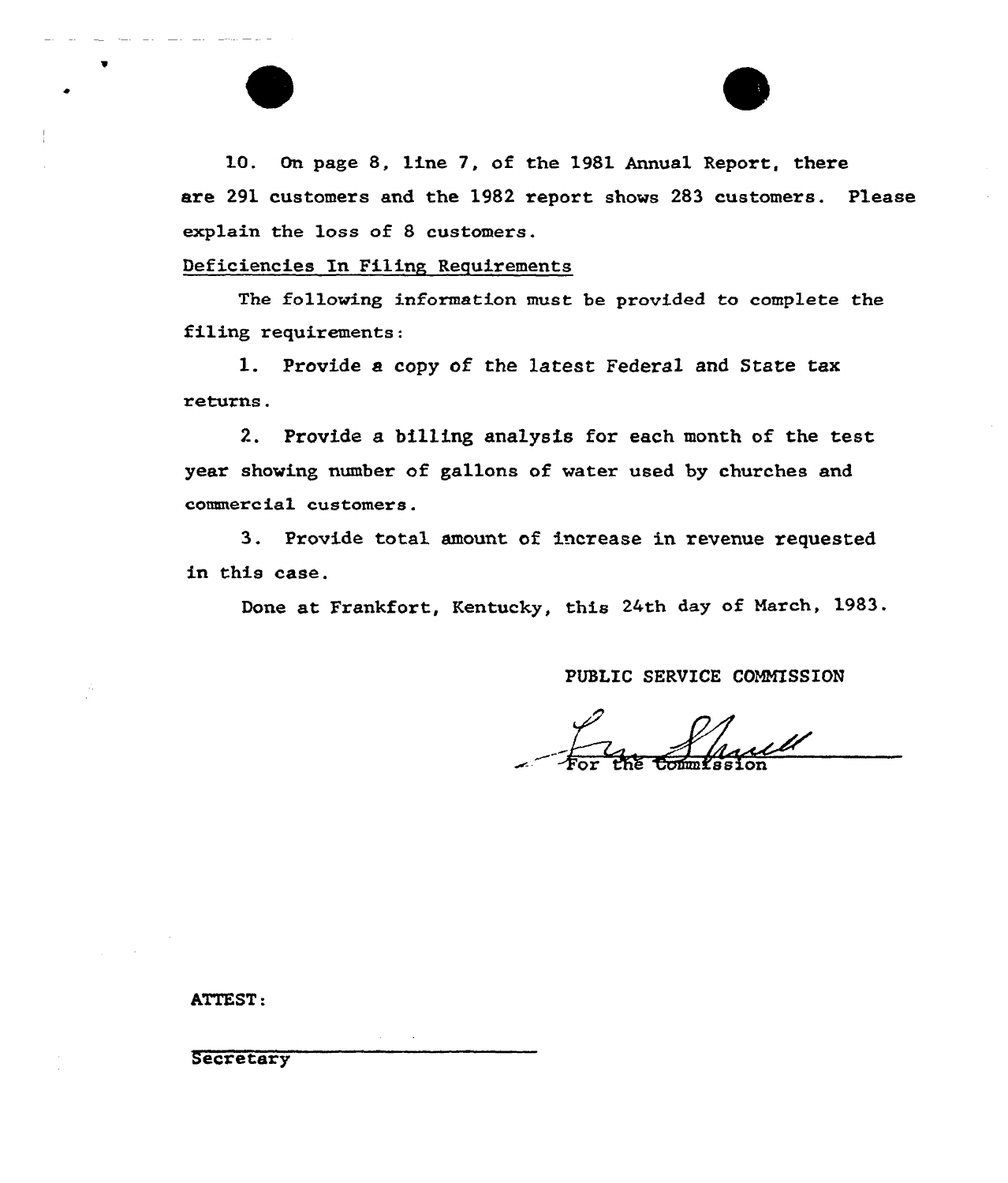10. On page 8, line 7, of the 1981 Annual Report, there are 291 customers and the 1982 report shows 283 customers. Please explain the loss of 8 customers.

Deficiencies In Filing Requirements

The following information must be provided to complete the filing requirements:

1. Provide a copy of the latest Federal and State tax returns.

2. Provide a billing analysis for each month of the test year showing number of gallons of water used by churches and commercial customers.

3. Provide total amount of increase in revenue requested in this case.

Done at Frankfort, Kentucky, this 24th day of March, 1983.

PUBLIC SERVICE COMMISSION

For the Commission

ATTEST:

Secretary